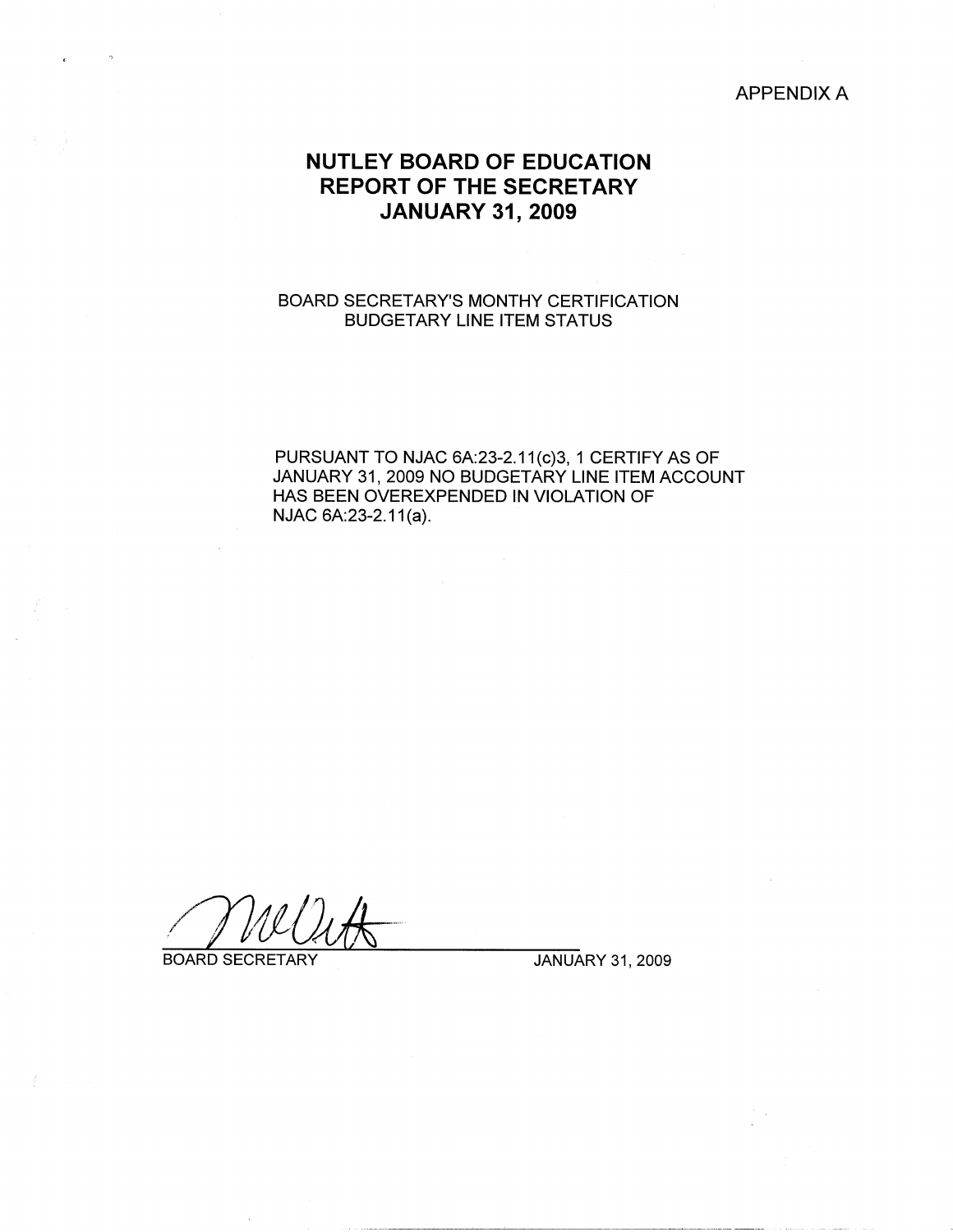APPENDIX A

# NUTLEY BOARD OF EDUCATION
# REPORT OF THE SECRETARY
# JANUARY 31, 2009

BOARD SECRETARY'S MONTHY CERTIFICATION
BUDGETARY LINE ITEM STATUS

PURSUANT TO NJAC 6A:23-2.11(c)3, 1 CERTIFY AS OF JANUARY 31, 2009 NO BUDGETARY LINE ITEM ACCOUNT HAS BEEN OVEREXPENDED IN VIOLATION OF NJAC 6A:23-2.11(a).

BOARD SECRETARY JANUARY 31, 2009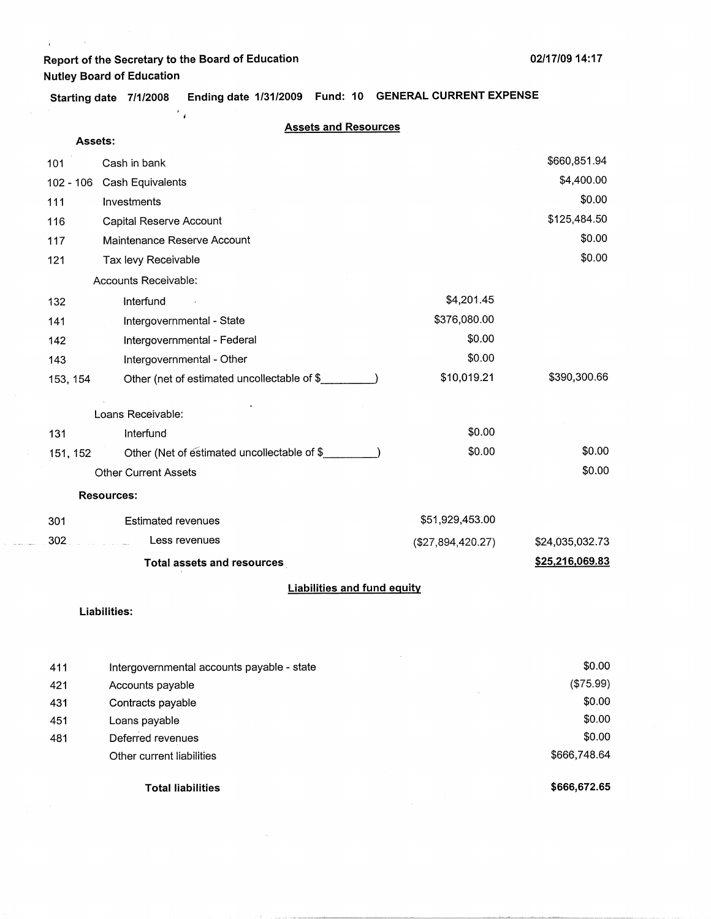Report of the Secretary to the Board of Education
Nutley Board of Education

02/17/09 14:17

Starting date 7/1/2008 Ending date 1/31/2009 Fund: 10 GENERAL CURRENT EXPENSE

## Assets and Resources

**Assets:**

| Code | Description | | |
|---|---|---|---|
| 101 | Cash in bank | | $660,851.94 |
| 102 - 106 | Cash Equivalents | | $4,400.00 |
| 111 | Investments | | $0.00 |
| 116 | Capital Reserve Account | | $125,484.50 |
| 117 | Maintenance Reserve Account | | $0.00 |
| 121 | Tax levy Receivable | | $0.00 |
| | Accounts Receivable: | | |
| 132 | Interfund | $4,201.45 | |
| 141 | Intergovernmental - State | $376,080.00 | |
| 142 | Intergovernmental - Federal | $0.00 | |
| 143 | Intergovernmental - Other | $0.00 | |
| 153, 154 | Other (net of estimated uncollectable of $________) | $10,019.21 | $390,300.66 |
| | Loans Receivable: | | |
| 131 | Interfund | $0.00 | |
| 151, 152 | Other (Net of estimated uncollectable of $________) | $0.00 | $0.00 |
| | Other Current Assets | | $0.00 |

**Resources:**

| Code | Description | | |
|---|---|---|---|
| 301 | Estimated revenues | $51,929,453.00 | |
| 302 | Less revenues | ($27,894,420.27) | $24,035,032.73 |
| | **Total assets and resources** | | **$25,216,069.83** |

## Liabilities and fund equity

**Liabilities:**

| Code | Description | |
|---|---|---|
| 411 | Intergovernmental accounts payable - state | $0.00 |
| 421 | Accounts payable | ($75.99) |
| 431 | Contracts payable | $0.00 |
| 451 | Loans payable | $0.00 |
| 481 | Deferred revenues | $0.00 |
| | Other current liabilities | $666,748.64 |
| | **Total liabilities** | **$666,672.65** |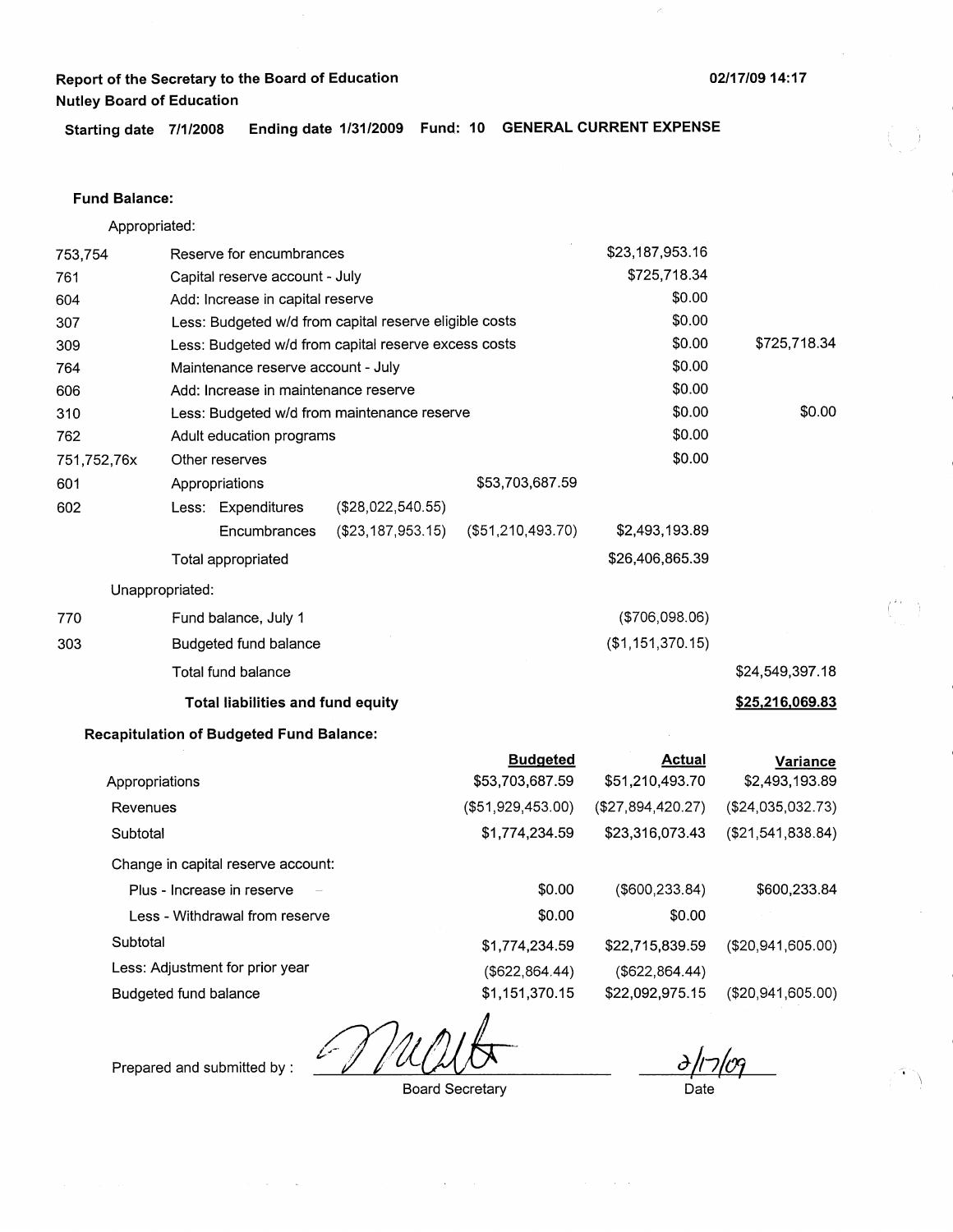**Report of the Secretary to the Board of Education**
**Nutley Board of Education**

02/17/09 14:17

**Starting date 7/1/2008 Ending date 1/31/2009 Fund: 10 GENERAL CURRENT EXPENSE**

**Fund Balance:**

Appropriated:

| | | | | | |
|---|---|---|---|---|---|
| 753,754 | Reserve for encumbrances | | | $23,187,953.16 | |
| 761 | Capital reserve account - July | | | $725,718.34 | |
| 604 | Add: Increase in capital reserve | | | $0.00 | |
| 307 | Less: Budgeted w/d from capital reserve eligible costs | | | $0.00 | |
| 309 | Less: Budgeted w/d from capital reserve excess costs | | | $0.00 | $725,718.34 |
| 764 | Maintenance reserve account - July | | | $0.00 | |
| 606 | Add: Increase in maintenance reserve | | | $0.00 | |
| 310 | Less: Budgeted w/d from maintenance reserve | | | $0.00 | $0.00 |
| 762 | Adult education programs | | | $0.00 | |
| 751,752,76x | Other reserves | | | $0.00 | |
| 601 | Appropriations | | $53,703,687.59 | | |
| 602 | Less: Expenditures | ($28,022,540.55) | | | |
| | Encumbrances | ($23,187,953.15) | ($51,210,493.70) | $2,493,193.89 | |
| | Total appropriated | | | $26,406,865.39 | |

Unappropriated:

| | | | |
|---|---|---|---|
| 770 | Fund balance, July 1 | ($706,098.06) | |
| 303 | Budgeted fund balance | ($1,151,370.15) | |
| | Total fund balance | | $24,549,397.18 |
| | **Total liabilities and fund equity** | | **$25,216,069.83** |

**Recapitulation of Budgeted Fund Balance:**

| | Budgeted | Actual | Variance |
|---|---|---|---|
| Appropriations | $53,703,687.59 | $51,210,493.70 | $2,493,193.89 |
| Revenues | ($51,929,453.00) | ($27,894,420.27) | ($24,035,032.73) |
| Subtotal | $1,774,234.59 | $23,316,073.43 | ($21,541,838.84) |
| Change in capital reserve account: | | | |
| Plus - Increase in reserve | $0.00 | ($600,233.84) | $600,233.84 |
| Less - Withdrawal from reserve | $0.00 | $0.00 | |
| Subtotal | $1,774,234.59 | $22,715,839.59 | ($20,941,605.00) |
| Less: Adjustment for prior year | ($622,864.44) | ($622,864.44) | |
| Budgeted fund balance | $1,151,370.15 | $22,092,975.15 | ($20,941,605.00) |

Prepared and submitted by : _____________________ Board Secretary

2/17/09 Date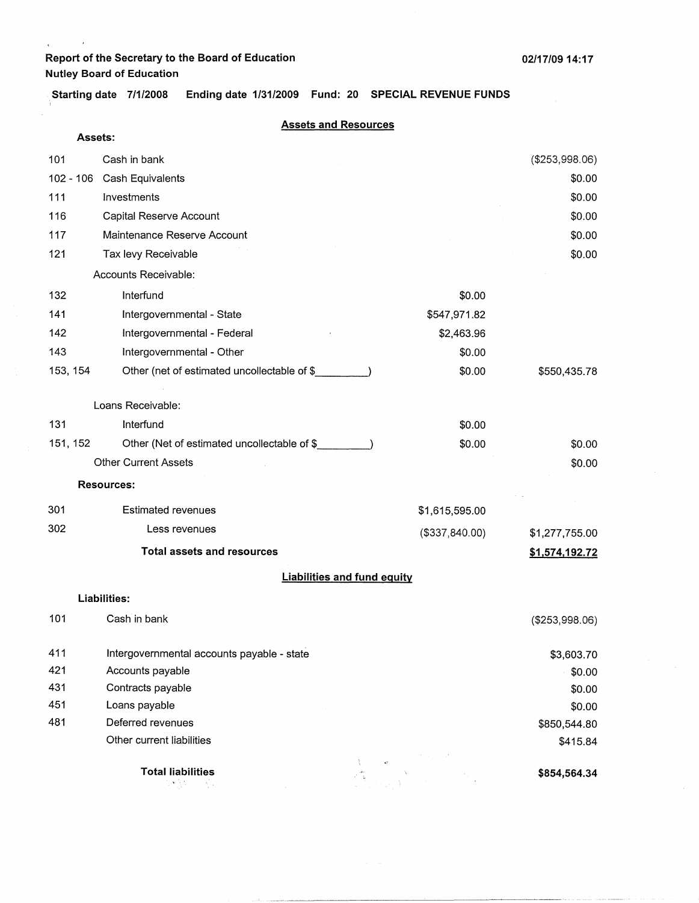**Report of the Secretary to the Board of Education**
**Nutley Board of Education**

02/17/09 14:17

**Starting date 7/1/2008 Ending date 1/31/2009 Fund: 20 SPECIAL REVENUE FUNDS**

## Assets and Resources

| Code | Description | | Amount |
|---|---|---|---|
| **Assets:** | | | |
| 101 | Cash in bank | | ($253,998.06) |
| 102 - 106 | Cash Equivalents | | $0.00 |
| 111 | Investments | | $0.00 |
| 116 | Capital Reserve Account | | $0.00 |
| 117 | Maintenance Reserve Account | | $0.00 |
| 121 | Tax levy Receivable | | $0.00 |
| | Accounts Receivable: | | |
| 132 | Interfund | $0.00 | |
| 141 | Intergovernmental - State | $547,971.82 | |
| 142 | Intergovernmental - Federal | $2,463.96 | |
| 143 | Intergovernmental - Other | $0.00 | |
| 153, 154 | Other (net of estimated uncollectable of $_________) | $0.00 | $550,435.78 |
| | Loans Receivable: | | |
| 131 | Interfund | $0.00 | |
| 151, 152 | Other (Net of estimated uncollectable of $_________) | $0.00 | $0.00 |
| | Other Current Assets | | $0.00 |
| **Resources:** | | | |
| 301 | Estimated revenues | $1,615,595.00 | |
| 302 | Less revenues | ($337,840.00) | $1,277,755.00 |
| | **Total assets and resources** | | **$1,574,192.72** |

## Liabilities and fund equity

| Code | Description | Amount |
|---|---|---|
| **Liabilities:** | | |
| 101 | Cash in bank | ($253,998.06) |
| 411 | Intergovernmental accounts payable - state | $3,603.70 |
| 421 | Accounts payable | $0.00 |
| 431 | Contracts payable | $0.00 |
| 451 | Loans payable | $0.00 |
| 481 | Deferred revenues | $850,544.80 |
| | Other current liabilities | $415.84 |
| | **Total liabilities** | **$854,564.34** |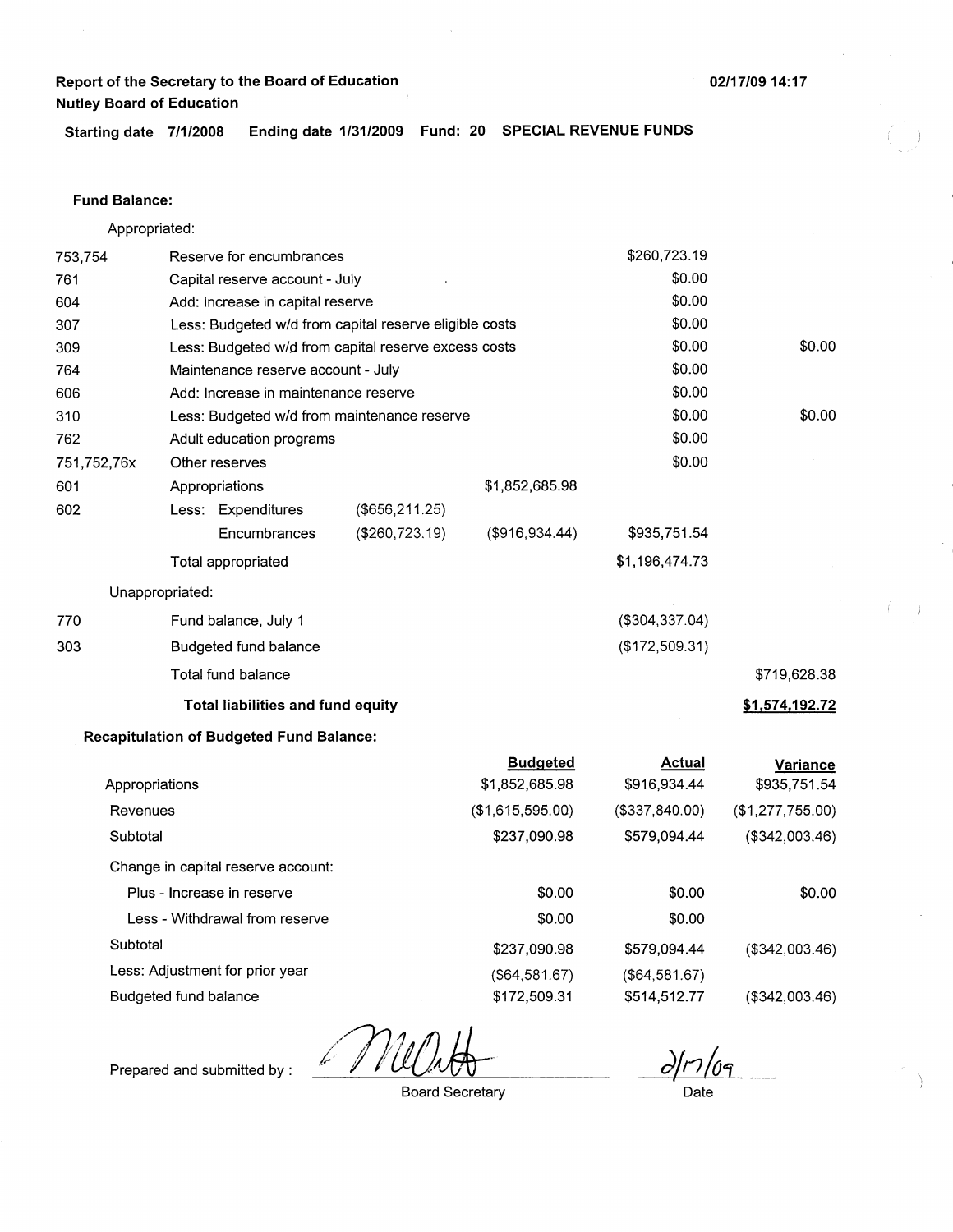**Report of the Secretary to the Board of Education**
**Nutley Board of Education**

02/17/09 14:17

**Starting date 7/1/2008 Ending date 1/31/2009 Fund: 20 SPECIAL REVENUE FUNDS**

**Fund Balance:**

Appropriated:

| Code | Description | | | | |
|---|---|---|---|---|---|
| 753,754 | Reserve for encumbrances | | | $260,723.19 | |
| 761 | Capital reserve account - July | | | $0.00 | |
| 604 | Add: Increase in capital reserve | | | $0.00 | |
| 307 | Less: Budgeted w/d from capital reserve eligible costs | | | $0.00 | |
| 309 | Less: Budgeted w/d from capital reserve excess costs | | | $0.00 | $0.00 |
| 764 | Maintenance reserve account - July | | | $0.00 | |
| 606 | Add: Increase in maintenance reserve | | | $0.00 | |
| 310 | Less: Budgeted w/d from maintenance reserve | | | $0.00 | $0.00 |
| 762 | Adult education programs | | | $0.00 | |
| 751,752,76x | Other reserves | | | $0.00 | |
| 601 | Appropriations | | $1,852,685.98 | | |
| 602 | Less: Expenditures | ($656,211.25) | | | |
| | Encumbrances | ($260,723.19) | ($916,934.44) | $935,751.54 | |
| | Total appropriated | | | $1,196,474.73 | |
| | Unappropriated: | | | | |
| 770 | Fund balance, July 1 | | | ($304,337.04) | |
| 303 | Budgeted fund balance | | | ($172,509.31) | |
| | Total fund balance | | | | $719,628.38 |
| | **Total liabilities and fund equity** | | | | **$1,574,192.72** |

**Recapitulation of Budgeted Fund Balance:**

| | Budgeted | Actual | Variance |
|---|---|---|---|
| Appropriations | $1,852,685.98 | $916,934.44 | $935,751.54 |
| Revenues | ($1,615,595.00) | ($337,840.00) | ($1,277,755.00) |
| Subtotal | $237,090.98 | $579,094.44 | ($342,003.46) |
| Change in capital reserve account: | | | |
| Plus - Increase in reserve | $0.00 | $0.00 | $0.00 |
| Less - Withdrawal from reserve | $0.00 | $0.00 | |
| Subtotal | $237,090.98 | $579,094.44 | ($342,003.46) |
| Less: Adjustment for prior year | ($64,581.67) | ($64,581.67) | |
| Budgeted fund balance | $172,509.31 | $514,512.77 | ($342,003.46) |

Prepared and submitted by : _[signature]_ 2/17/09

Board Secretary Date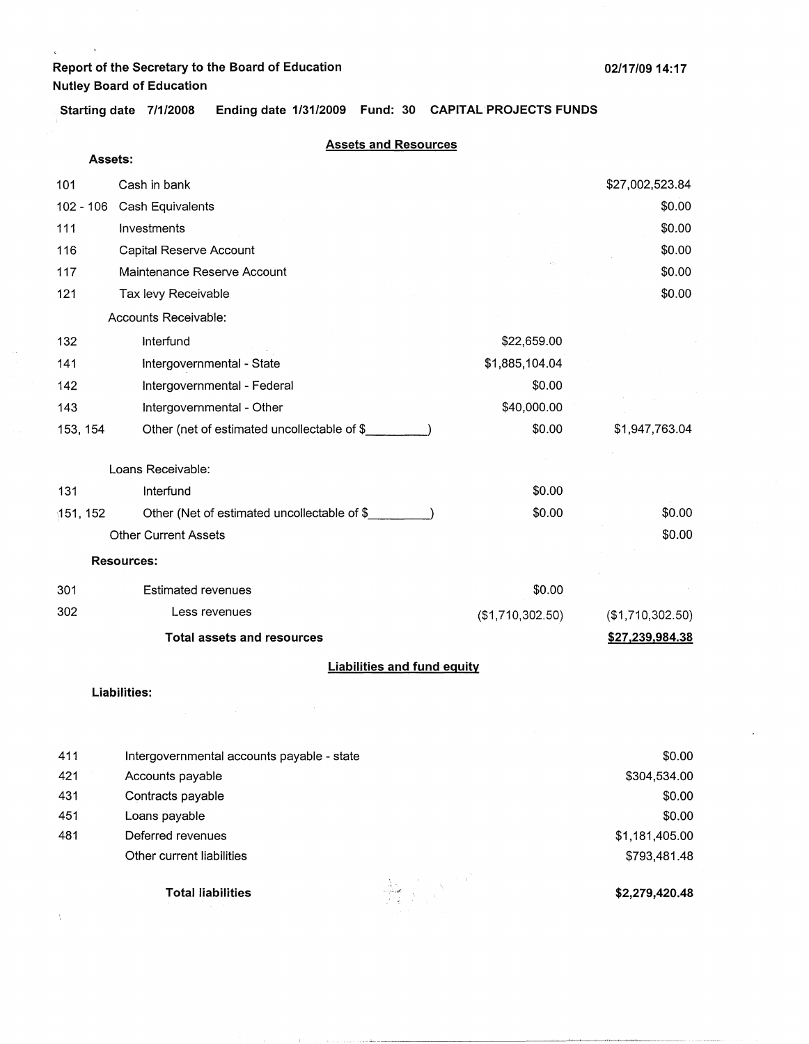**Report of the Secretary to the Board of Education**
**Nutley Board of Education**

02/17/09 14:17

**Starting date 7/1/2008 Ending date 1/31/2009 Fund: 30 CAPITAL PROJECTS FUNDS**

## Assets and Resources

**Assets:**

| Code | Description | | Amount |
|---|---|---|---|
| 101 | Cash in bank | | $27,002,523.84 |
| 102 - 106 | Cash Equivalents | | $0.00 |
| 111 | Investments | | $0.00 |
| 116 | Capital Reserve Account | | $0.00 |
| 117 | Maintenance Reserve Account | | $0.00 |
| 121 | Tax levy Receivable | | $0.00 |
| | Accounts Receivable: | | |
| 132 | Interfund | $22,659.00 | |
| 141 | Intergovernmental - State | $1,885,104.04 | |
| 142 | Intergovernmental - Federal | $0.00 | |
| 143 | Intergovernmental - Other | $40,000.00 | |
| 153, 154 | Other (net of estimated uncollectable of $_________) | $0.00 | $1,947,763.04 |
| | Loans Receivable: | | |
| 131 | Interfund | $0.00 | |
| 151, 152 | Other (Net of estimated uncollectable of $_________) | $0.00 | $0.00 |
| | Other Current Assets | | $0.00 |

**Resources:**

| Code | Description | | Amount |
|---|---|---|---|
| 301 | Estimated revenues | $0.00 | |
| 302 | Less revenues | ($1,710,302.50) | ($1,710,302.50) |
| | **Total assets and resources** | | **$27,239,984.38** |

## Liabilities and fund equity

**Liabilities:**

| Code | Description | Amount |
|---|---|---|
| 411 | Intergovernmental accounts payable - state | $0.00 |
| 421 | Accounts payable | $304,534.00 |
| 431 | Contracts payable | $0.00 |
| 451 | Loans payable | $0.00 |
| 481 | Deferred revenues | $1,181,405.00 |
| | Other current liabilities | $793,481.48 |
| | **Total liabilities** | **$2,279,420.48** |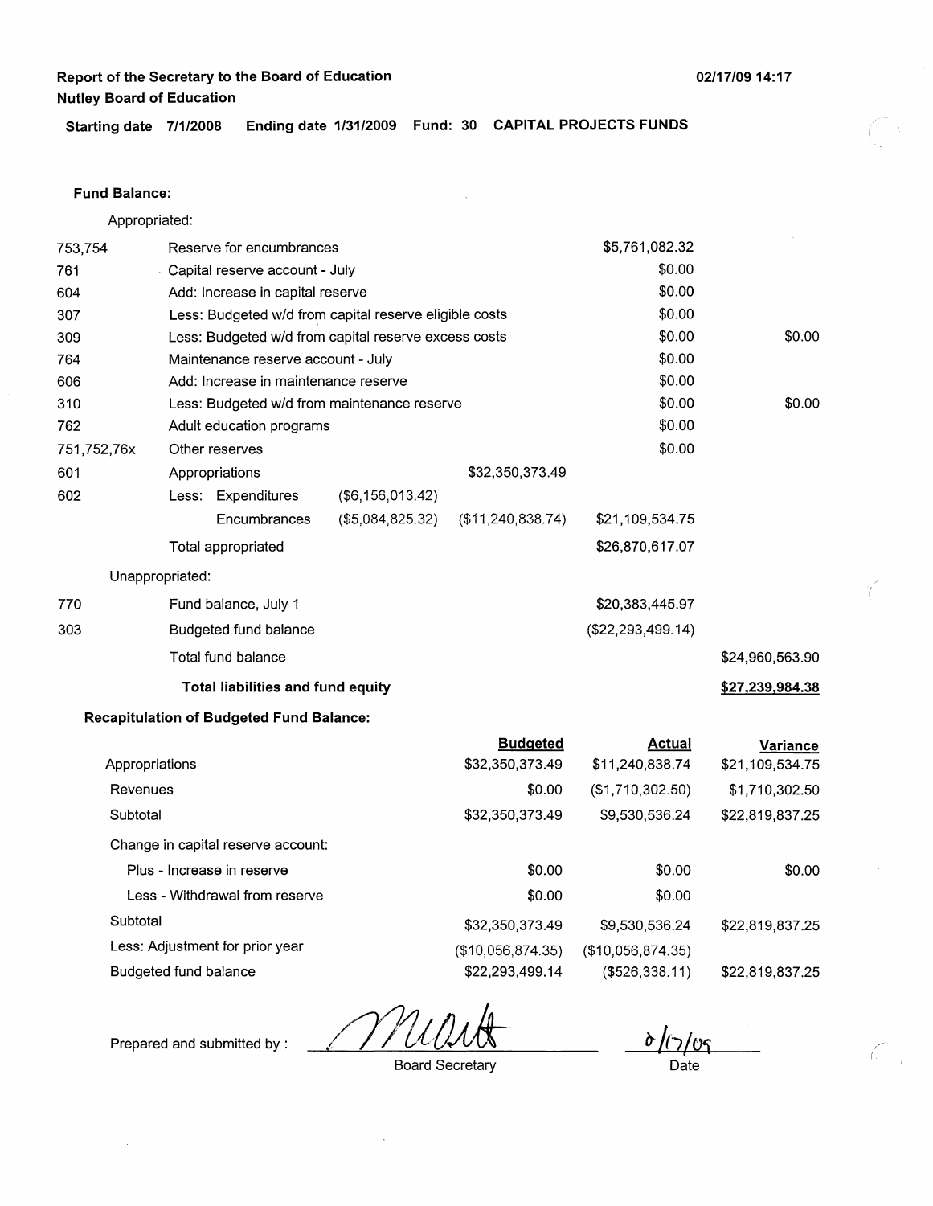**Report of the Secretary to the Board of Education**
**Nutley Board of Education**

02/17/09 14:17

**Starting date 7/1/2008 Ending date 1/31/2009 Fund: 30 CAPITAL PROJECTS FUNDS**

**Fund Balance:**

Appropriated:

| | | | | | |
|---|---|---|---|---|---|
| 753,754 | Reserve for encumbrances | | | $5,761,082.32 | |
| 761 | Capital reserve account - July | | | $0.00 | |
| 604 | Add: Increase in capital reserve | | | $0.00 | |
| 307 | Less: Budgeted w/d from capital reserve eligible costs | | | $0.00 | |
| 309 | Less: Budgeted w/d from capital reserve excess costs | | | $0.00 | $0.00 |
| 764 | Maintenance reserve account - July | | | $0.00 | |
| 606 | Add: Increase in maintenance reserve | | | $0.00 | |
| 310 | Less: Budgeted w/d from maintenance reserve | | | $0.00 | $0.00 |
| 762 | Adult education programs | | | $0.00 | |
| 751,752,76x | Other reserves | | | $0.00 | |
| 601 | Appropriations | | $32,350,373.49 | | |
| 602 | Less: Expenditures | ($6,156,013.42) | | | |
| | Encumbrances | ($5,084,825.32) | ($11,240,838.74) | $21,109,534.75 | |
| | Total appropriated | | | $26,870,617.07 | |

Unappropriated:

| | | | |
|---|---|---|---|
| 770 | Fund balance, July 1 | $20,383,445.97 | |
| 303 | Budgeted fund balance | ($22,293,499.14) | |
| | Total fund balance | | $24,960,563.90 |
| | **Total liabilities and fund equity** | | **$27,239,984.38** |

**Recapitulation of Budgeted Fund Balance:**

| | Budgeted | Actual | Variance |
|---|---|---|---|
| Appropriations | $32,350,373.49 | $11,240,838.74 | $21,109,534.75 |
| Revenues | $0.00 | ($1,710,302.50) | $1,710,302.50 |
| Subtotal | $32,350,373.49 | $9,530,536.24 | $22,819,837.25 |
| Change in capital reserve account: | | | |
| Plus - Increase in reserve | $0.00 | $0.00 | $0.00 |
| Less - Withdrawal from reserve | $0.00 | $0.00 | |
| Subtotal | $32,350,373.49 | $9,530,536.24 | $22,819,837.25 |
| Less: Adjustment for prior year | ($10,056,874.35) | ($10,056,874.35) | |
| Budgeted fund balance | $22,293,499.14 | ($526,338.11) | $22,819,837.25 |

Prepared and submitted by : Board Secretary Date 2/17/09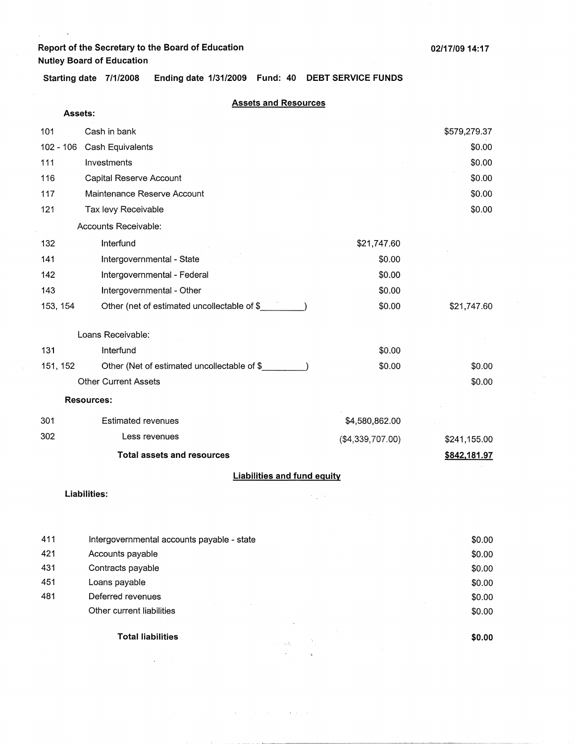**Report of the Secretary to the Board of Education**
**Nutley Board of Education**

02/17/09 14:17

**Starting date 7/1/2008 Ending date 1/31/2009 Fund: 40 DEBT SERVICE FUNDS**

## Assets and Resources

**Assets:**

| Code | Description | | Amount |
|---|---|---|---|
| 101 | Cash in bank | | $579,279.37 |
| 102 - 106 | Cash Equivalents | | $0.00 |
| 111 | Investments | | $0.00 |
| 116 | Capital Reserve Account | | $0.00 |
| 117 | Maintenance Reserve Account | | $0.00 |
| 121 | Tax levy Receivable | | $0.00 |
| | Accounts Receivable: | | |
| 132 | Interfund | $21,747.60 | |
| 141 | Intergovernmental - State | $0.00 | |
| 142 | Intergovernmental - Federal | $0.00 | |
| 143 | Intergovernmental - Other | $0.00 | |
| 153, 154 | Other (net of estimated uncollectable of $\_\_\_\_\_\_\_\_\_) | $0.00 | $21,747.60 |
| | Loans Receivable: | | |
| 131 | Interfund | $0.00 | |
| 151, 152 | Other (Net of estimated uncollectable of $\_\_\_\_\_\_\_\_\_) | $0.00 | $0.00 |
| | Other Current Assets | | $0.00 |

**Resources:**

| Code | Description | | Amount |
|---|---|---|---|
| 301 | Estimated revenues | $4,580,862.00 | |
| 302 | Less revenues | ($4,339,707.00) | $241,155.00 |
| | **Total assets and resources** | | **$842,181.97** |

## Liabilities and fund equity

**Liabilities:**

| Code | Description | Amount |
|---|---|---|
| 411 | Intergovernmental accounts payable - state | $0.00 |
| 421 | Accounts payable | $0.00 |
| 431 | Contracts payable | $0.00 |
| 451 | Loans payable | $0.00 |
| 481 | Deferred revenues | $0.00 |
| | Other current liabilities | $0.00 |
| | **Total liabilities** | **$0.00** |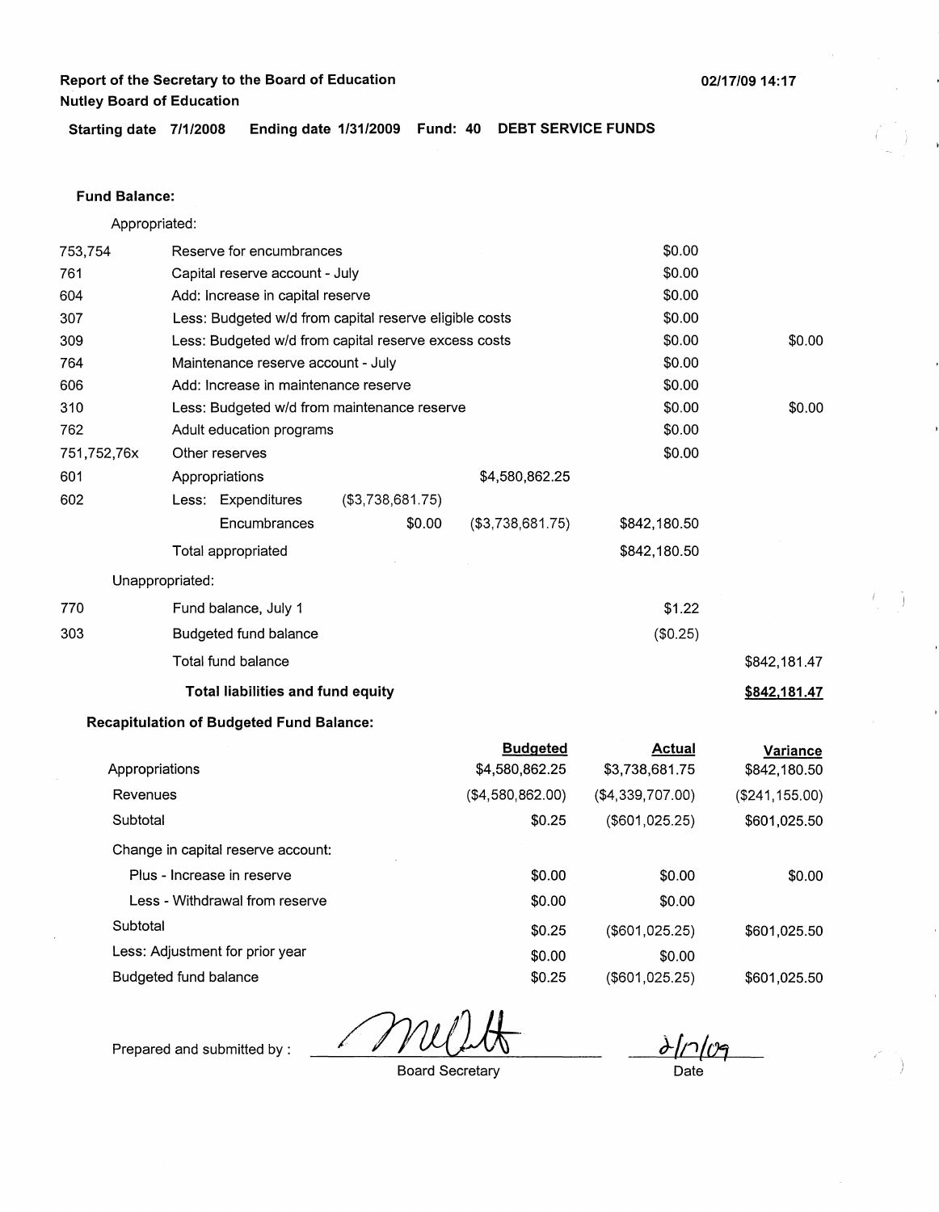**Report of the Secretary to the Board of Education**
**Nutley Board of Education**

02/17/09 14:17

**Starting date 7/1/2008 Ending date 1/31/2009 Fund: 40 DEBT SERVICE FUNDS**

**Fund Balance:**

| Code | Description | | | | |
|---|---|---|---|---|---|
| | Appropriated: | | | | |
| 753,754 | Reserve for encumbrances | | | $0.00 | |
| 761 | Capital reserve account - July | | | $0.00 | |
| 604 | Add: Increase in capital reserve | | | $0.00 | |
| 307 | Less: Budgeted w/d from capital reserve eligible costs | | | $0.00 | |
| 309 | Less: Budgeted w/d from capital reserve excess costs | | | $0.00 | $0.00 |
| 764 | Maintenance reserve account - July | | | $0.00 | |
| 606 | Add: Increase in maintenance reserve | | | $0.00 | |
| 310 | Less: Budgeted w/d from maintenance reserve | | | $0.00 | $0.00 |
| 762 | Adult education programs | | | $0.00 | |
| 751,752,76x | Other reserves | | | $0.00 | |
| 601 | Appropriations | | $4,580,862.25 | | |
| 602 | Less: Expenditures | ($3,738,681.75) | | | |
| | Encumbrances | $0.00 | ($3,738,681.75) | $842,180.50 | |
| | Total appropriated | | | $842,180.50 | |
| | Unappropriated: | | | | |
| 770 | Fund balance, July 1 | | | $1.22 | |
| 303 | Budgeted fund balance | | | ($0.25) | |
| | Total fund balance | | | | $842,181.47 |
| | **Total liabilities and fund equity** | | | | **$842,181.47** |

**Recapitulation of Budgeted Fund Balance:**

| | Budgeted | Actual | Variance |
|---|---|---|---|
| Appropriations | $4,580,862.25 | $3,738,681.75 | $842,180.50 |
| Revenues | ($4,580,862.00) | ($4,339,707.00) | ($241,155.00) |
| Subtotal | $0.25 | ($601,025.25) | $601,025.50 |
| Change in capital reserve account: | | | |
| Plus - Increase in reserve | $0.00 | $0.00 | $0.00 |
| Less - Withdrawal from reserve | $0.00 | $0.00 | |
| Subtotal | $0.25 | ($601,025.25) | $601,025.50 |
| Less: Adjustment for prior year | $0.00 | $0.00 | |
| Budgeted fund balance | $0.25 | ($601,025.25) | $601,025.50 |

Prepared and submitted by : _______________ Board Secretary

2/17/09
Date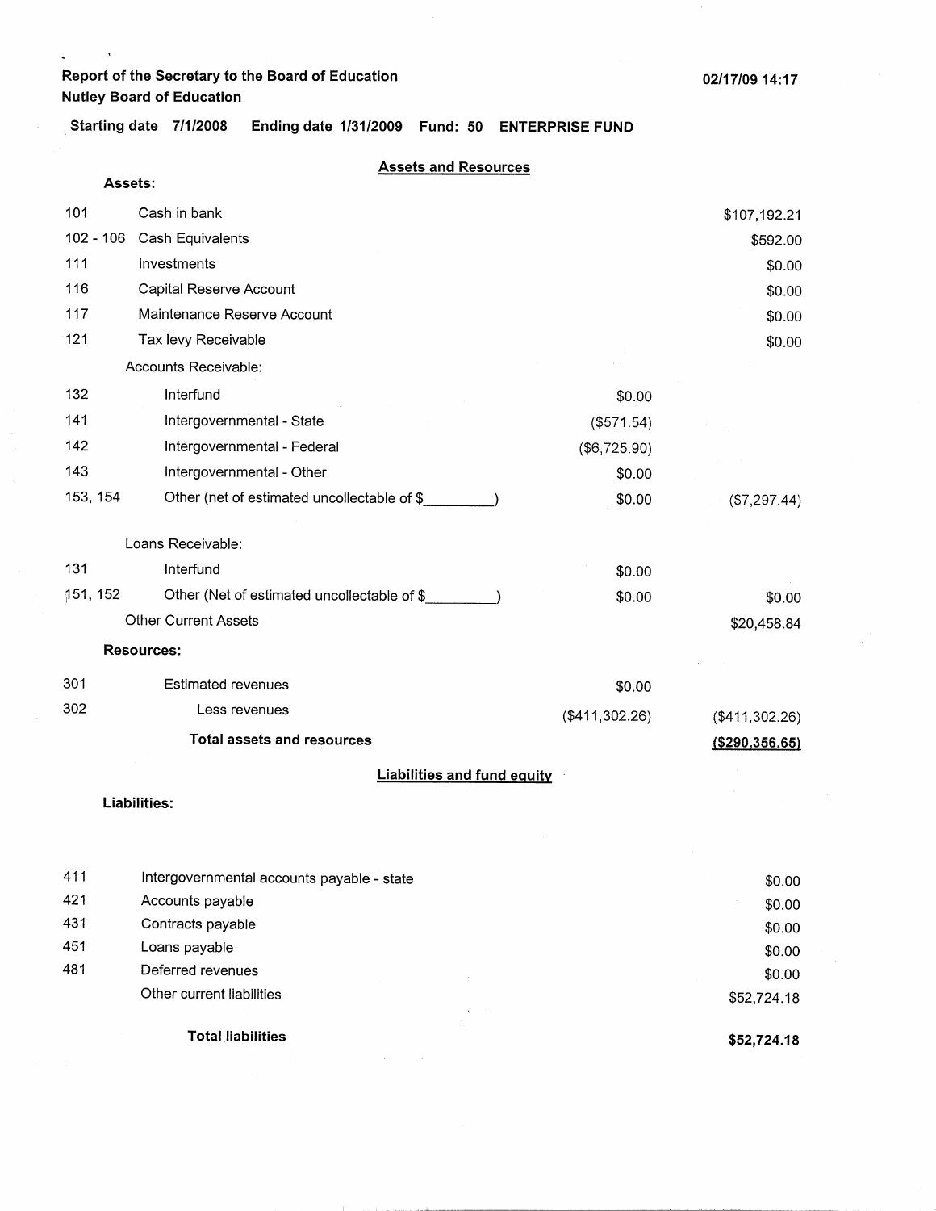**Report of the Secretary to the Board of Education**
**Nutley Board of Education**

02/17/09 14:17

**Starting date 7/1/2008 Ending date 1/31/2009 Fund: 50 ENTERPRISE FUND**

## Assets and Resources

**Assets:**

| Code | Description | | Amount |
|---|---|---|---|
| 101 | Cash in bank | | $107,192.21 |
| 102 - 106 | Cash Equivalents | | $592.00 |
| 111 | Investments | | $0.00 |
| 116 | Capital Reserve Account | | $0.00 |
| 117 | Maintenance Reserve Account | | $0.00 |
| 121 | Tax levy Receivable | | $0.00 |
| | Accounts Receivable: | | |
| 132 | Interfund | $0.00 | |
| 141 | Intergovernmental - State | ($571.54) | |
| 142 | Intergovernmental - Federal | ($6,725.90) | |
| 143 | Intergovernmental - Other | $0.00 | |
| 153, 154 | Other (net of estimated uncollectable of $_________) | $0.00 | ($7,297.44) |
| | Loans Receivable: | | |
| 131 | Interfund | $0.00 | |
| 151, 152 | Other (Net of estimated uncollectable of $_________) | $0.00 | $0.00 |
| | Other Current Assets | | $20,458.84 |

**Resources:**

| Code | Description | | Amount |
|---|---|---|---|
| 301 | Estimated revenues | $0.00 | |
| 302 | Less revenues | ($411,302.26) | ($411,302.26) |
| | **Total assets and resources** | | **($290,356.65)** |

## Liabilities and fund equity

**Liabilities:**

| Code | Description | Amount |
|---|---|---|
| 411 | Intergovernmental accounts payable - state | $0.00 |
| 421 | Accounts payable | $0.00 |
| 431 | Contracts payable | $0.00 |
| 451 | Loans payable | $0.00 |
| 481 | Deferred revenues | $0.00 |
| | Other current liabilities | $52,724.18 |
| | **Total liabilities** | **$52,724.18** |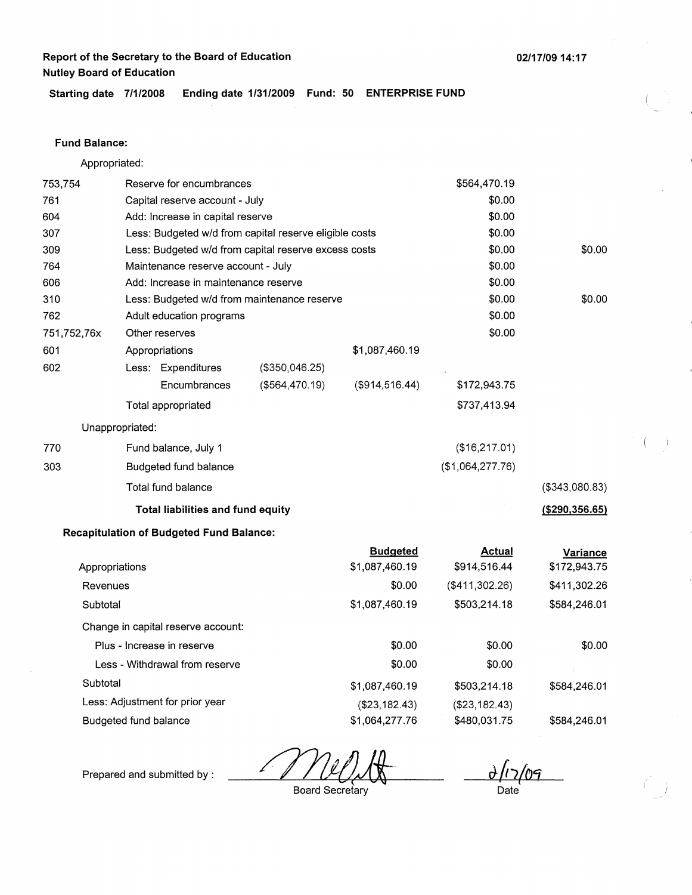**Report of the Secretary to the Board of Education**
**Nutley Board of Education**

02/17/09 14:17

**Starting date 7/1/2008 Ending date 1/31/2009 Fund: 50 ENTERPRISE FUND**

**Fund Balance:**

Appropriated:

| Code | Description | | | | |
|---|---|---|---|---|---|
| 753,754 | Reserve for encumbrances | | | $564,470.19 | |
| 761 | Capital reserve account - July | | | $0.00 | |
| 604 | Add: Increase in capital reserve | | | $0.00 | |
| 307 | Less: Budgeted w/d from capital reserve eligible costs | | | $0.00 | |
| 309 | Less: Budgeted w/d from capital reserve excess costs | | | $0.00 | $0.00 |
| 764 | Maintenance reserve account - July | | | $0.00 | |
| 606 | Add: Increase in maintenance reserve | | | $0.00 | |
| 310 | Less: Budgeted w/d from maintenance reserve | | | $0.00 | $0.00 |
| 762 | Adult education programs | | | $0.00 | |
| 751,752,76x | Other reserves | | | $0.00 | |
| 601 | Appropriations | | $1,087,460.19 | | |
| 602 | Less: Expenditures | ($350,046.25) | | | |
| | Encumbrances | ($564,470.19) | ($914,516.44) | $172,943.75 | |
| | Total appropriated | | | $737,413.94 | |
| | Unappropriated: | | | | |
| 770 | Fund balance, July 1 | | | ($16,217.01) | |
| 303 | Budgeted fund balance | | | ($1,064,277.76) | |
| | Total fund balance | | | | ($343,080.83) |
| | **Total liabilities and fund equity** | | | | **($290,356.65)** |

**Recapitulation of Budgeted Fund Balance:**

| | Budgeted | Actual | Variance |
|---|---|---|---|
| Appropriations | $1,087,460.19 | $914,516.44 | $172,943.75 |
| Revenues | $0.00 | ($411,302.26) | $411,302.26 |
| Subtotal | $1,087,460.19 | $503,214.18 | $584,246.01 |
| Change in capital reserve account: | | | |
| Plus - Increase in reserve | $0.00 | $0.00 | $0.00 |
| Less - Withdrawal from reserve | $0.00 | $0.00 | |
| Subtotal | $1,087,460.19 | $503,214.18 | $584,246.01 |
| Less: Adjustment for prior year | ($23,182.43) | ($23,182.43) | |
| Budgeted fund balance | $1,064,277.76 | $480,031.75 | $584,246.01 |

Prepared and submitted by : _______________ Board Secretary

2/17/09
Date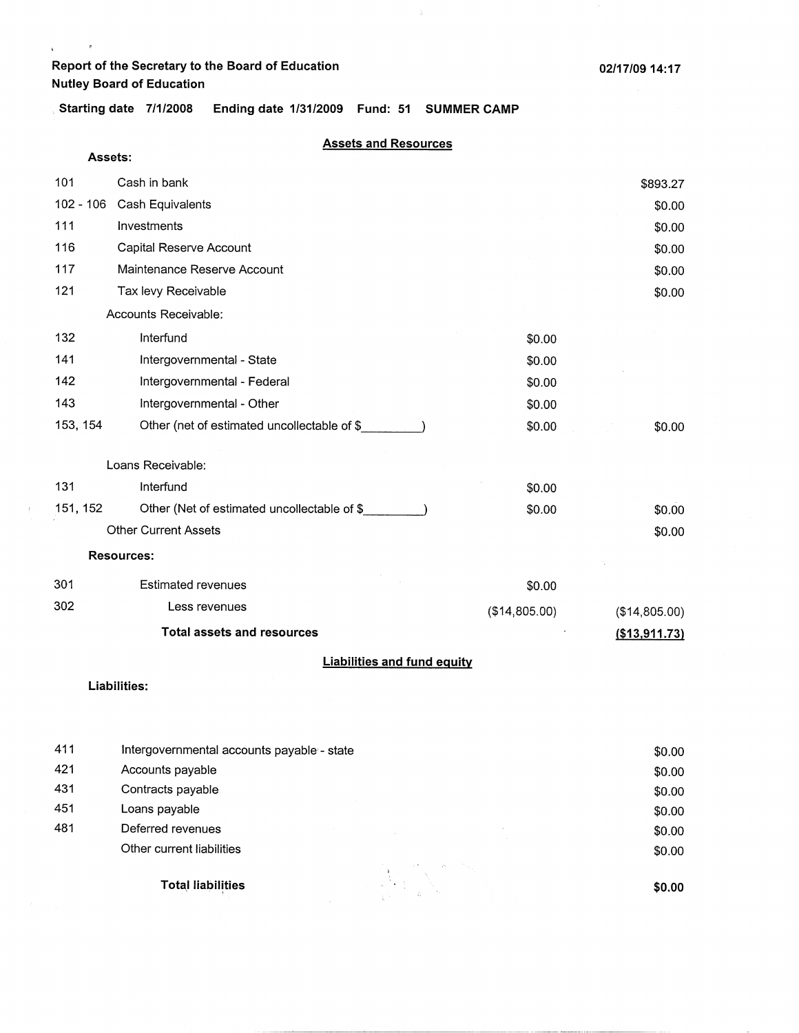Report of the Secretary to the Board of Education
Nutley Board of Education

02/17/09 14:17

Starting date 7/1/2008 Ending date 1/31/2009 Fund: 51 SUMMER CAMP

## Assets and Resources

**Assets:**

| Code | Description | | |
|---|---|---|---|
| 101 | Cash in bank | | $893.27 |
| 102 - 106 | Cash Equivalents | | $0.00 |
| 111 | Investments | | $0.00 |
| 116 | Capital Reserve Account | | $0.00 |
| 117 | Maintenance Reserve Account | | $0.00 |
| 121 | Tax levy Receivable | | $0.00 |
| | Accounts Receivable: | | |
| 132 | Interfund | $0.00 | |
| 141 | Intergovernmental - State | $0.00 | |
| 142 | Intergovernmental - Federal | $0.00 | |
| 143 | Intergovernmental - Other | $0.00 | |
| 153, 154 | Other (net of estimated uncollectable of $_________) | $0.00 | $0.00 |
| | Loans Receivable: | | |
| 131 | Interfund | $0.00 | |
| 151, 152 | Other (Net of estimated uncollectable of $_________) | $0.00 | $0.00 |
| | Other Current Assets | | $0.00 |

**Resources:**

| Code | Description | | |
|---|---|---|---|
| 301 | Estimated revenues | $0.00 | |
| 302 | Less revenues | ($14,805.00) | ($14,805.00) |
| | **Total assets and resources** | | **($13,911.73)** |

## Liabilities and fund equity

**Liabilities:**

| Code | Description | |
|---|---|---|
| 411 | Intergovernmental accounts payable - state | $0.00 |
| 421 | Accounts payable | $0.00 |
| 431 | Contracts payable | $0.00 |
| 451 | Loans payable | $0.00 |
| 481 | Deferred revenues | $0.00 |
| | Other current liabilities | $0.00 |
| | **Total liabilities** | **$0.00** |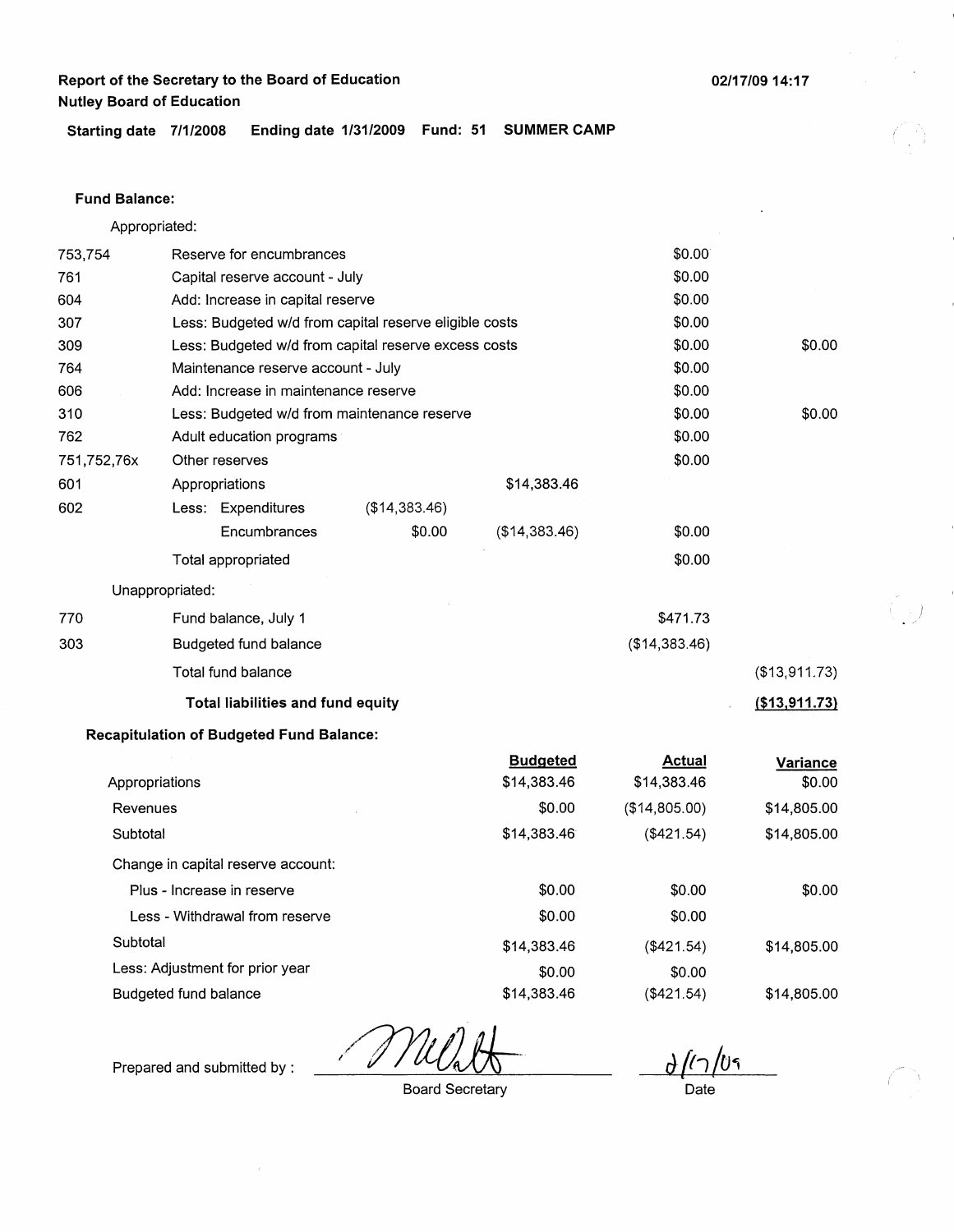**Report of the Secretary to the Board of Education**
**Nutley Board of Education**

02/17/09 14:17

**Starting date** 7/1/2008 **Ending date** 1/31/2009 **Fund: 51 SUMMER CAMP**

**Fund Balance:**

| | Appropriated: | | | | |
|---|---|---|---|---|---|
| 753,754 | Reserve for encumbrances | | | $0.00 | |
| 761 | Capital reserve account - July | | | $0.00 | |
| 604 | Add: Increase in capital reserve | | | $0.00 | |
| 307 | Less: Budgeted w/d from capital reserve eligible costs | | | $0.00 | |
| 309 | Less: Budgeted w/d from capital reserve excess costs | | | $0.00 | $0.00 |
| 764 | Maintenance reserve account - July | | | $0.00 | |
| 606 | Add: Increase in maintenance reserve | | | $0.00 | |
| 310 | Less: Budgeted w/d from maintenance reserve | | | $0.00 | $0.00 |
| 762 | Adult education programs | | | $0.00 | |
| 751,752,76x | Other reserves | | | $0.00 | |
| 601 | Appropriations | | $14,383.46 | | |
| 602 | Less: Expenditures | ($14,383.46) | | | |
| | Encumbrances | $0.00 | ($14,383.46) | $0.00 | |
| | Total appropriated | | | $0.00 | |
| | Unappropriated: | | | | |
| 770 | Fund balance, July 1 | | | $471.73 | |
| 303 | Budgeted fund balance | | | ($14,383.46) | |
| | Total fund balance | | | | ($13,911.73) |
| | **Total liabilities and fund equity** | | | | **($13,911.73)** |

**Recapitulation of Budgeted Fund Balance:**

| | Budgeted | Actual | Variance |
|---|---|---|---|
| Appropriations | $14,383.46 | $14,383.46 | $0.00 |
| Revenues | $0.00 | ($14,805.00) | $14,805.00 |
| Subtotal | $14,383.46 | ($421.54) | $14,805.00 |
| Change in capital reserve account: | | | |
| Plus - Increase in reserve | $0.00 | $0.00 | $0.00 |
| Less - Withdrawal from reserve | $0.00 | $0.00 | |
| Subtotal | $14,383.46 | ($421.54) | $14,805.00 |
| Less: Adjustment for prior year | $0.00 | $0.00 | |
| Budgeted fund balance | $14,383.46 | ($421.54) | $14,805.00 |

Prepared and submitted by : _______________ Board Secretary

2/17/09 Date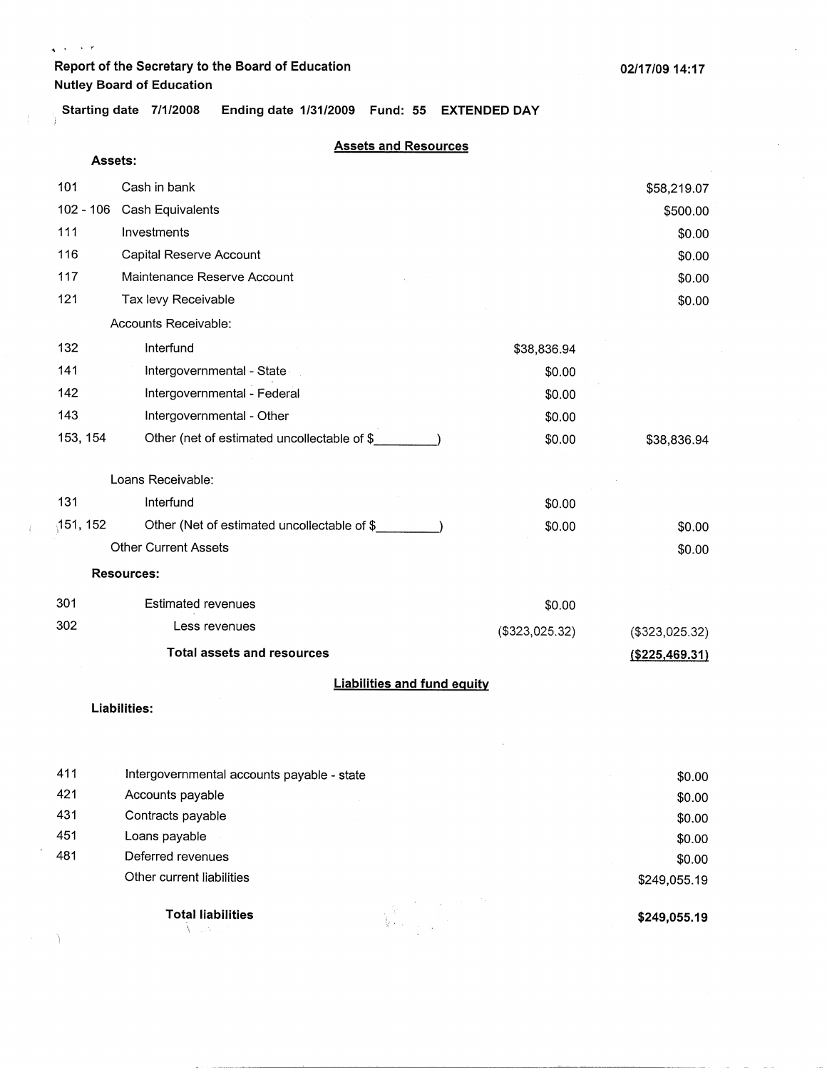**Report of the Secretary to the Board of Education**
**Nutley Board of Education**

**02/17/09 14:17**

**Starting date 7/1/2008 Ending date 1/31/2009 Fund: 55 EXTENDED DAY**

## Assets and Resources

**Assets:**

| Code | Description | | |
|---|---|---|---|
| 101 | Cash in bank | | $58,219.07 |
| 102 - 106 | Cash Equivalents | | $500.00 |
| 111 | Investments | | $0.00 |
| 116 | Capital Reserve Account | | $0.00 |
| 117 | Maintenance Reserve Account | | $0.00 |
| 121 | Tax levy Receivable | | $0.00 |
| | Accounts Receivable: | | |
| 132 | Interfund | $38,836.94 | |
| 141 | Intergovernmental - State | $0.00 | |
| 142 | Intergovernmental - Federal | $0.00 | |
| 143 | Intergovernmental - Other | $0.00 | |
| 153, 154 | Other (net of estimated uncollectable of $________) | $0.00 | $38,836.94 |
| | Loans Receivable: | | |
| 131 | Interfund | $0.00 | |
| 151, 152 | Other (Net of estimated uncollectable of $________) | $0.00 | $0.00 |
| | Other Current Assets | | $0.00 |

**Resources:**

| Code | Description | | |
|---|---|---|---|
| 301 | Estimated revenues | $0.00 | |
| 302 | Less revenues | ($323,025.32) | ($323,025.32) |
| | **Total assets and resources** | | **($225,469.31)** |

## Liabilities and fund equity

**Liabilities:**

| Code | Description | |
|---|---|---|
| 411 | Intergovernmental accounts payable - state | $0.00 |
| 421 | Accounts payable | $0.00 |
| 431 | Contracts payable | $0.00 |
| 451 | Loans payable | $0.00 |
| 481 | Deferred revenues | $0.00 |
| | Other current liabilities | $249,055.19 |
| | **Total liabilities** | **$249,055.19** |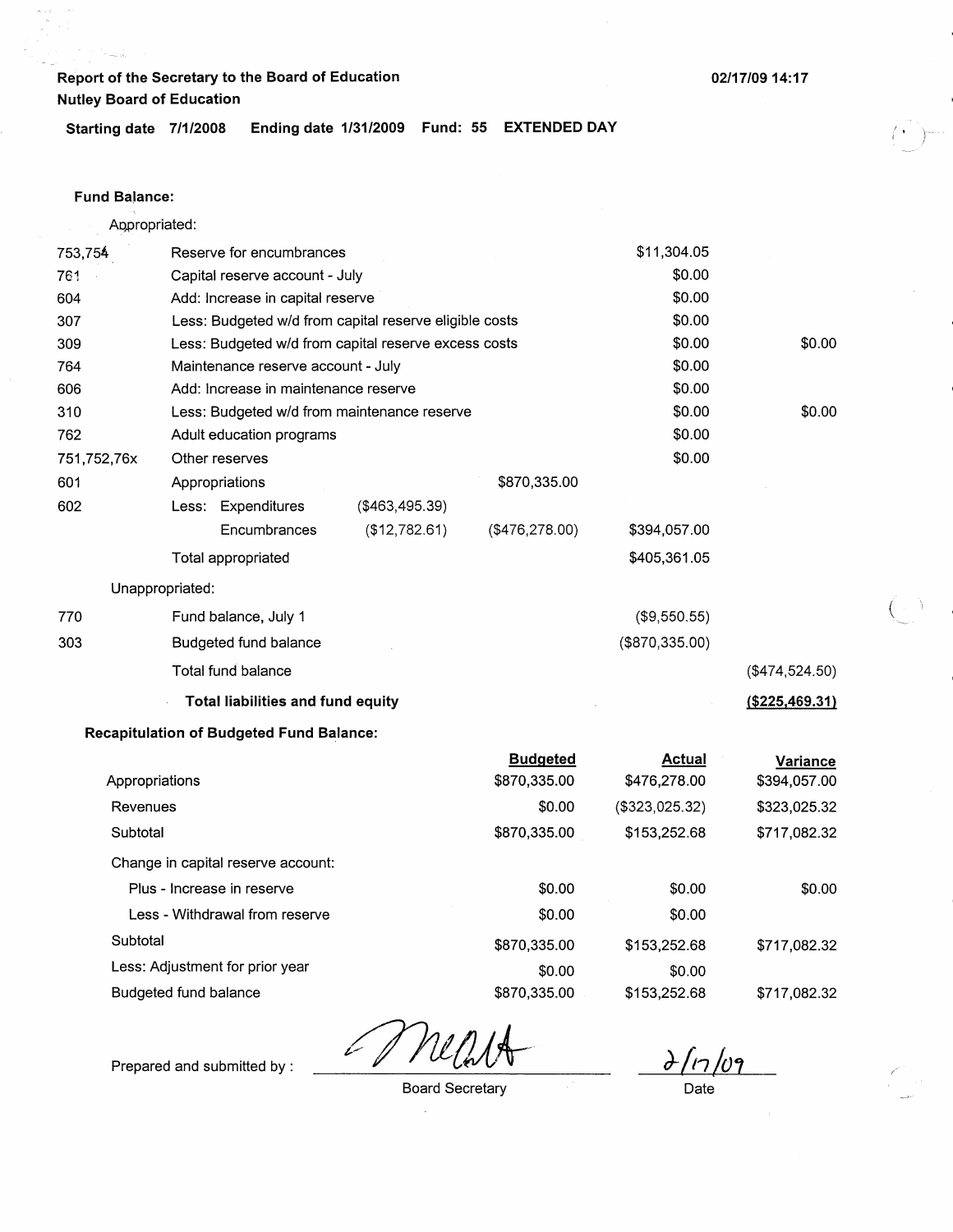**Report of the Secretary to the Board of Education**
**Nutley Board of Education**

02/17/09 14:17

**Starting date 7/1/2008 Ending date 1/31/2009 Fund: 55 EXTENDED DAY**

**Fund Balance:**

Appropriated:

| | | | | | |
|---|---|---|---|---|---|
| 753,754 | Reserve for encumbrances | | | $11,304.05 | |
| 761 | Capital reserve account - July | | | $0.00 | |
| 604 | Add: Increase in capital reserve | | | $0.00 | |
| 307 | Less: Budgeted w/d from capital reserve eligible costs | | | $0.00 | |
| 309 | Less: Budgeted w/d from capital reserve excess costs | | | $0.00 | $0.00 |
| 764 | Maintenance reserve account - July | | | $0.00 | |
| 606 | Add: Increase in maintenance reserve | | | $0.00 | |
| 310 | Less: Budgeted w/d from maintenance reserve | | | $0.00 | $0.00 |
| 762 | Adult education programs | | | $0.00 | |
| 751,752,76x | Other reserves | | | $0.00 | |
| 601 | Appropriations | | $870,335.00 | | |
| 602 | Less: Expenditures | ($463,495.39) | | | |
| | Encumbrances | ($12,782.61) | ($476,278.00) | $394,057.00 | |
| | Total appropriated | | | $405,361.05 | |

Unappropriated:

| | | | |
|---|---|---|---|
| 770 | Fund balance, July 1 | ($9,550.55) | |
| 303 | Budgeted fund balance | ($870,335.00) | |
| | Total fund balance | | ($474,524.50) |
| | **Total liabilities and fund equity** | | **($225,469.31)** |

**Recapitulation of Budgeted Fund Balance:**

| | Budgeted | Actual | Variance |
|---|---|---|---|
| Appropriations | $870,335.00 | $476,278.00 | $394,057.00 |
| Revenues | $0.00 | ($323,025.32) | $323,025.32 |
| Subtotal | $870,335.00 | $153,252.68 | $717,082.32 |
| Change in capital reserve account: | | | |
| Plus - Increase in reserve | $0.00 | $0.00 | $0.00 |
| Less - Withdrawal from reserve | $0.00 | $0.00 | |
| Subtotal | $870,335.00 | $153,252.68 | $717,082.32 |
| Less: Adjustment for prior year | $0.00 | $0.00 | |
| Budgeted fund balance | $870,335.00 | $153,252.68 | $717,082.32 |

Prepared and submitted by : MeAlt
Board Secretary

2/17/09
Date